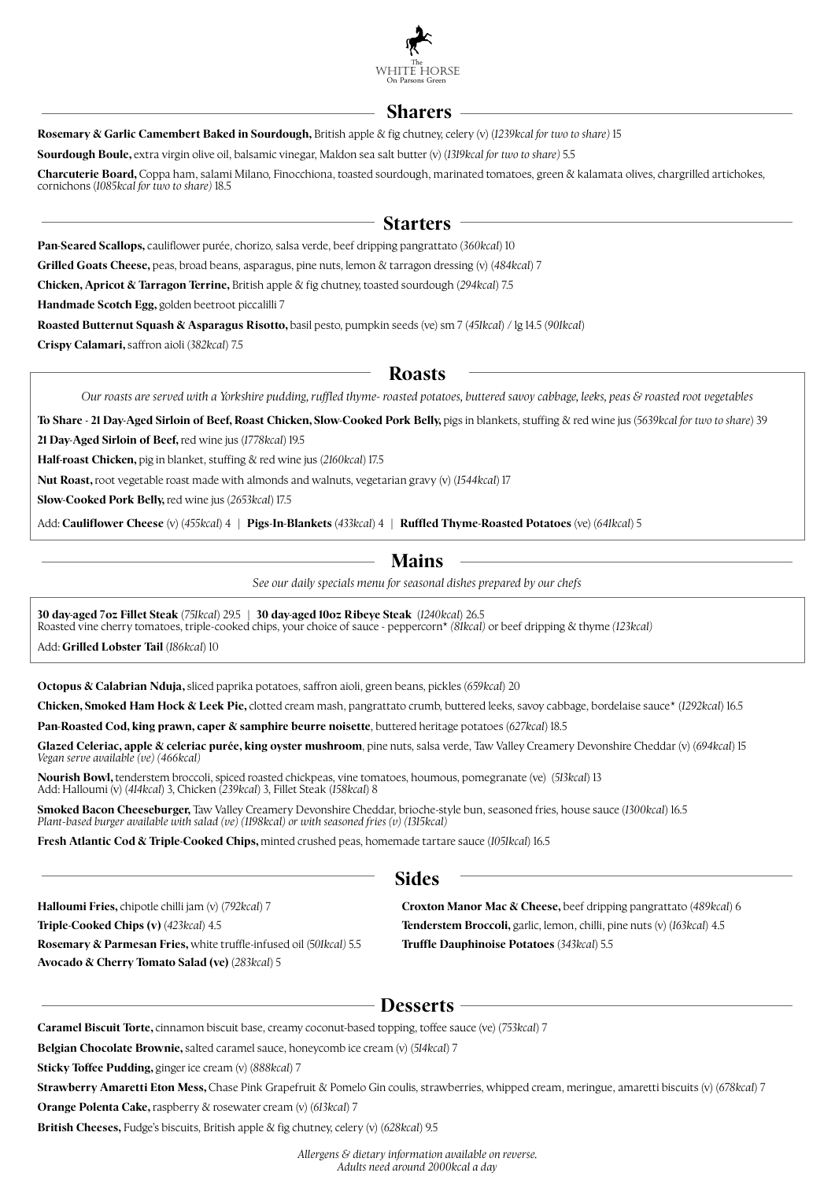The
WHITE HORSE
On Parsons Green

## Sharers

**Rosemary & Garlic Camembert Baked in Sourdough,** British apple & fig chutney, celery (v) *(1239kcal for two to share)* 15

**Sourdough Boule,** extra virgin olive oil, balsamic vinegar, Maldon sea salt butter (v) *(1319kcal for two to share)* 5.5

**Charcuterie Board,** Coppa ham, salami Milano, Finocchiona, toasted sourdough, marinated tomatoes, green & kalamata olives, chargrilled artichokes, cornichons *(1085kcal for two to share)* 18.5

## Starters

**Pan-Seared Scallops,** cauliflower purée, chorizo, salsa verde, beef dripping pangrattato *(360kcal)* 10

**Grilled Goats Cheese,** peas, broad beans, asparagus, pine nuts, lemon & tarragon dressing (v) *(484kcal)* 7

**Chicken, Apricot & Tarragon Terrine,** British apple & fig chutney, toasted sourdough *(294kcal)* 7.5

**Handmade Scotch Egg,** golden beetroot piccalilli 7

**Roasted Butternut Squash & Asparagus Risotto,** basil pesto, pumpkin seeds (ve) sm 7 *(451kcal)* / lg 14.5 *(901kcal)*

**Crispy Calamari,** saffron aioli *(382kcal)* 7.5

## Roasts

*Our roasts are served with a Yorkshire pudding, ruffled thyme- roasted potatoes, buttered savoy cabbage, leeks, peas & roasted root vegetables*

**To Share - 21 Day-Aged Sirloin of Beef, Roast Chicken, Slow-Cooked Pork Belly,** pigs in blankets, stuffing & red wine jus *(5639kcal for two to share)* 39

**21 Day-Aged Sirloin of Beef,** red wine jus *(1778kcal)* 19.5

**Half-roast Chicken,** pig in blanket, stuffing & red wine jus *(2160kcal)* 17.5

**Nut Roast,** root vegetable roast made with almonds and walnuts, vegetarian gravy (v) *(1544kcal)* 17

**Slow-Cooked Pork Belly,** red wine jus *(2653kcal)* 17.5

Add: **Cauliflower Cheese** (v) *(455kcal)* 4 | **Pigs-In-Blankets** *(433kcal)* 4 | **Ruffled Thyme-Roasted Potatoes** (ve) *(641kcal)* 5

## Mains

*See our daily specials menu for seasonal dishes prepared by our chefs*

**30 day-aged 7oz Fillet Steak** *(751kcal)* 29.5 | **30 day-aged 10oz Ribeye Steak** *(1240kcal)* 26.5
Roasted vine cherry tomatoes, triple-cooked chips, your choice of sauce - peppercorn* *(81kcal)* or beef dripping & thyme *(123kcal)*

Add: **Grilled Lobster Tail** *(186kcal)* 10

**Octopus & Calabrian Nduja,** sliced paprika potatoes, saffron aioli, green beans, pickles *(659kcal)* 20

**Chicken, Smoked Ham Hock & Leek Pie,** clotted cream mash, pangrattato crumb, buttered leeks, savoy cabbage, bordelaise sauce* *(1292kcal)* 16.5

**Pan-Roasted Cod, king prawn, caper & samphire beurre noisette**, buttered heritage potatoes *(627kcal)* 18.5

**Glazed Celeriac, apple & celeriac purée, king oyster mushroom**, pine nuts, salsa verde, Taw Valley Creamery Devonshire Cheddar (v) *(694kcal)* 15
*Vegan serve available (ve) (466kcal)*

**Nourish Bowl,** tenderstem broccoli, spiced roasted chickpeas, vine tomatoes, houmous, pomegranate (ve) *(513kcal)* 13
Add: Halloumi (v) *(414kcal)* 3, Chicken *(239kcal)* 3, Fillet Steak *(158kcal)* 8

**Smoked Bacon Cheeseburger,** Taw Valley Creamery Devonshire Cheddar, brioche-style bun, seasoned fries, house sauce *(1300kcal)* 16.5
*Plant-based burger available with salad (ve) (1198kcal) or with seasoned fries (v) (1315kcal)*

**Fresh Atlantic Cod & Triple-Cooked Chips,** minted crushed peas, homemade tartare sauce *(1051kcal)* 16.5

## Sides

**Halloumi Fries,** chipotle chilli jam (v) *(792kcal)* 7

**Triple-Cooked Chips (v)** *(423kcal)* 4.5

**Rosemary & Parmesan Fries,** white truffle-infused oil *(501kcal)* 5.5

**Avocado & Cherry Tomato Salad (ve)** *(283kcal)* 5

**Croxton Manor Mac & Cheese,** beef dripping pangrattato *(489kcal)* 6

**Tenderstem Broccoli,** garlic, lemon, chilli, pine nuts (v) *(163kcal)* 4.5

**Truffle Dauphinoise Potatoes** *(343kcal)* 5.5

## Desserts

**Caramel Biscuit Torte,** cinnamon biscuit base, creamy coconut-based topping, toffee sauce (ve) *(753kcal)* 7

**Belgian Chocolate Brownie,** salted caramel sauce, honeycomb ice cream (v) *(514kcal)* 7

**Sticky Toffee Pudding,** ginger ice cream (v) *(888kcal)* 7

**Strawberry Amaretti Eton Mess,** Chase Pink Grapefruit & Pomelo Gin coulis, strawberries, whipped cream, meringue, amaretti biscuits (v) *(678kcal)* 7

**Orange Polenta Cake,** raspberry & rosewater cream (v) *(613kcal)* 7

**British Cheeses,** Fudge's biscuits, British apple & fig chutney, celery (v) *(628kcal)* 9.5

*Allergens & dietary information available on reverse.*
*Adults need around 2000kcal a day*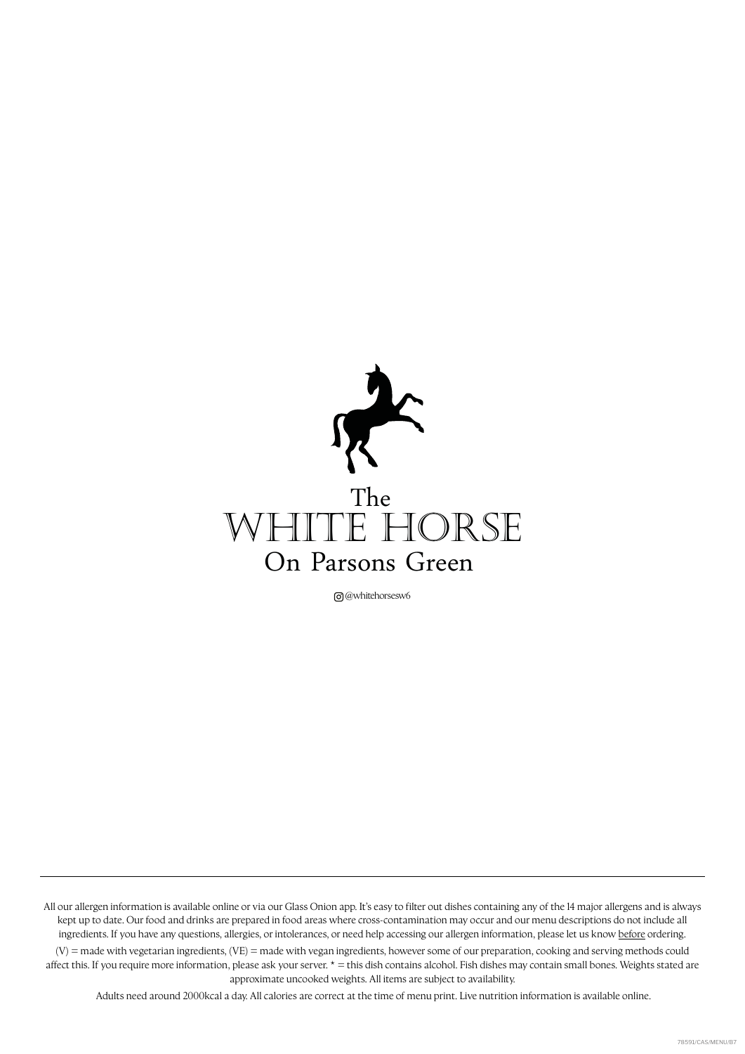# The WHITE HORSE On Parsons Green

@whitehorsesw6

---

All our allergen information is available online or via our Glass Onion app. It's easy to filter out dishes containing any of the 14 major allergens and is always kept up to date. Our food and drinks are prepared in food areas where cross-contamination may occur and our menu descriptions do not include all ingredients. If you have any questions, allergies, or intolerances, or need help accessing our allergen information, please let us know before ordering.

(V) = made with vegetarian ingredients, (VE) = made with vegan ingredients, however some of our preparation, cooking and serving methods could affect this. If you require more information, please ask your server. * = this dish contains alcohol. Fish dishes may contain small bones. Weights stated are approximate uncooked weights. All items are subject to availability.

Adults need around 2000kcal a day. All calories are correct at the time of menu print. Live nutrition information is available online.

78591/CAS/MENU/B7